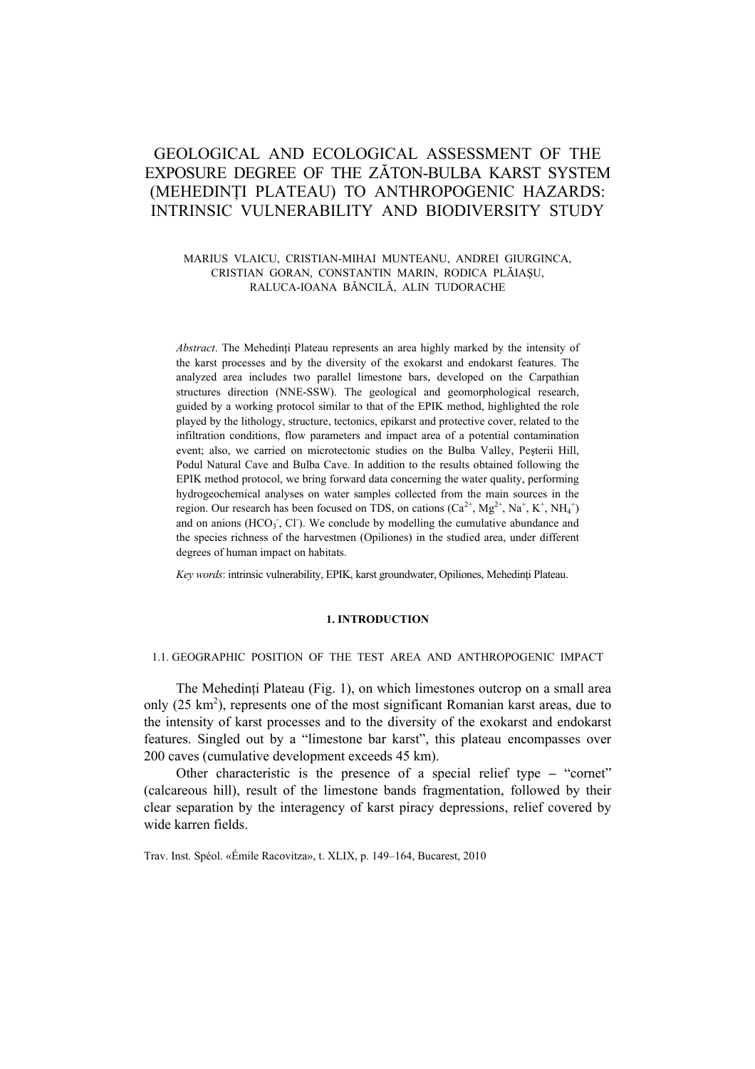# GEOLOGICAL AND ECOLOGICAL ASSESSMENT OF THE EXPOSURE DEGREE OF THE ZĂTON-BULBA KARST SYSTEM (MEHEDINȚI PLATEAU) TO ANTHROPOGENIC HAZARDS: INTRINSIC VULNERABILITY AND BIODIVERSITY STUDY

MARIUS VLAICU, CRISTIAN-MIHAI MUNTEANU, ANDREI GIURGINCA, CRISTIAN GORAN, CONSTANTIN MARIN, RODICA PLĂIAŞU, RALUCA-IOANA BĂNCILĂ, ALIN TUDORACHE

*Abstract*. The Mehedinți Plateau represents an area highly marked by the intensity of the karst processes and by the diversity of the exokarst and endokarst features. The analyzed area includes two parallel limestone bars, developed on the Carpathian structures direction (NNE-SSW). The geological and geomorphological research, guided by a working protocol similar to that of the EPIK method, highlighted the role played by the lithology, structure, tectonics, epikarst and protective cover, related to the infiltration conditions, flow parameters and impact area of a potential contamination event; also, we carried on microtectonic studies on the Bulba Valley, Peşterii Hill, Podul Natural Cave and Bulba Cave. In addition to the results obtained following the EPIK method protocol, we bring forward data concerning the water quality, performing hydrogeochemical analyses on water samples collected from the main sources in the region. Our research has been focused on TDS, on cations ($Ca^{2+}$, $Mg^{2+}$, $Na^{+}$, $K^{+}$, $NH_4^{+}$) and on anions ($HCO_3^{-}$, $Cl^{-}$). We conclude by modelling the cumulative abundance and the species richness of the harvestmen (Opiliones) in the studied area, under different degrees of human impact on habitats.

*Key words*: intrinsic vulnerability, EPIK, karst groundwater, Opiliones, Mehedinți Plateau.

## 1. INTRODUCTION

### 1.1. GEOGRAPHIC POSITION OF THE TEST AREA AND ANTHROPOGENIC IMPACT

The Mehedinți Plateau (Fig. 1), on which limestones outcrop on a small area only (25 km$^2$), represents one of the most significant Romanian karst areas, due to the intensity of karst processes and to the diversity of the exokarst and endokarst features. Singled out by a "limestone bar karst", this plateau encompasses over 200 caves (cumulative development exceeds 45 km).

Other characteristic is the presence of a special relief type – "cornet" (calcareous hill), result of the limestone bands fragmentation, followed by their clear separation by the interagency of karst piracy depressions, relief covered by wide karren fields.

Trav. Inst. Spéol. «Émile Racovitza», t. XLIX, p. 149–164, Bucarest, 2010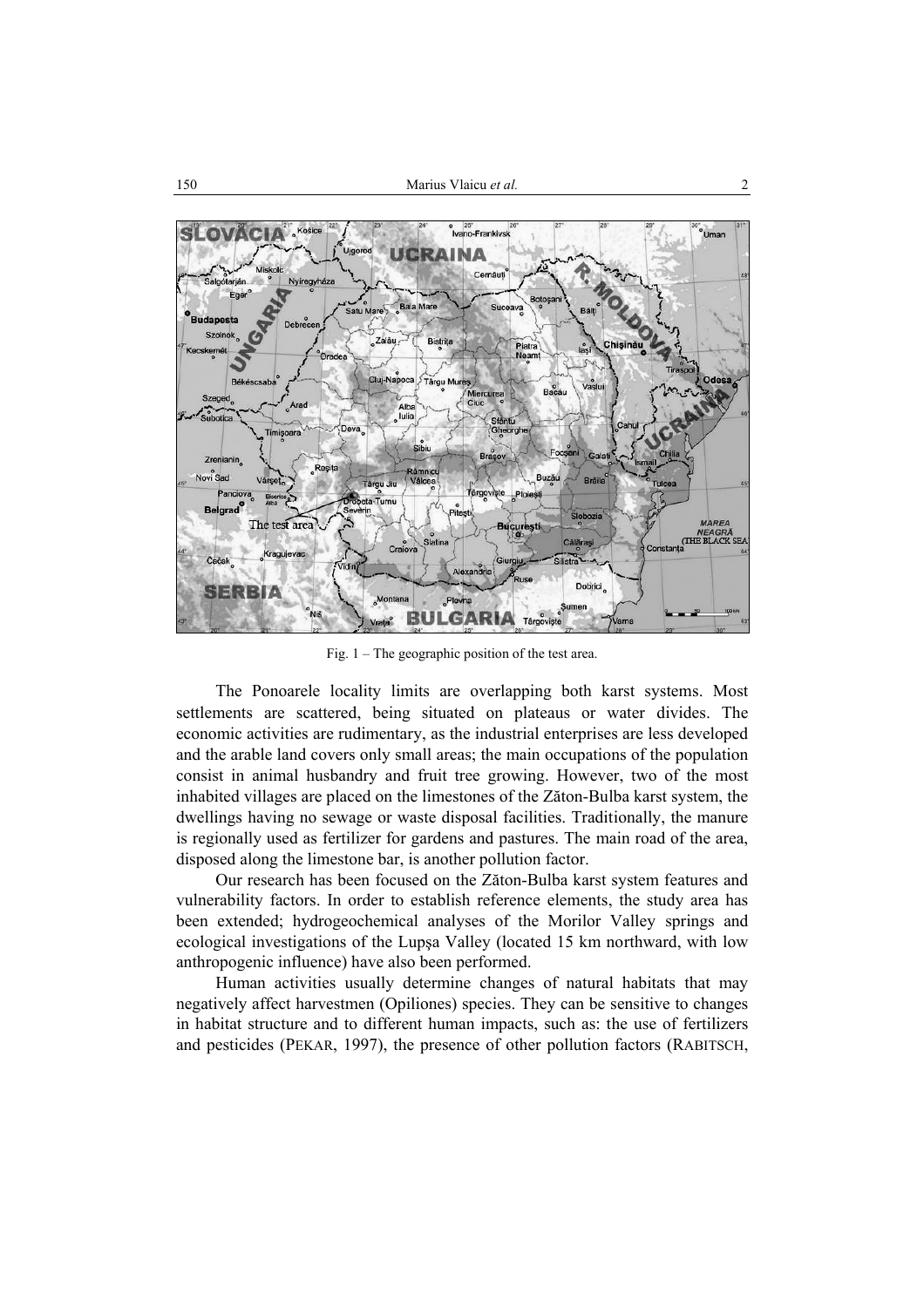Fig. 1 – The geographic position of the test area.

The Ponoarele locality limits are overlapping both karst systems. Most settlements are scattered, being situated on plateaus or water divides. The economic activities are rudimentary, as the industrial enterprises are less developed and the arable land covers only small areas; the main occupations of the population consist in animal husbandry and fruit tree growing. However, two of the most inhabited villages are placed on the limestones of the Zăton-Bulba karst system, the dwellings having no sewage or waste disposal facilities. Traditionally, the manure is regionally used as fertilizer for gardens and pastures. The main road of the area, disposed along the limestone bar, is another pollution factor.

Our research has been focused on the Zăton-Bulba karst system features and vulnerability factors. In order to establish reference elements, the study area has been extended; hydrogeochemical analyses of the Morilor Valley springs and ecological investigations of the Lupşa Valley (located 15 km northward, with low anthropogenic influence) have also been performed.

Human activities usually determine changes of natural habitats that may negatively affect harvestmen (Opiliones) species. They can be sensitive to changes in habitat structure and to different human impacts, such as: the use of fertilizers and pesticides (PEKAR, 1997), the presence of other pollution factors (RABITSCH,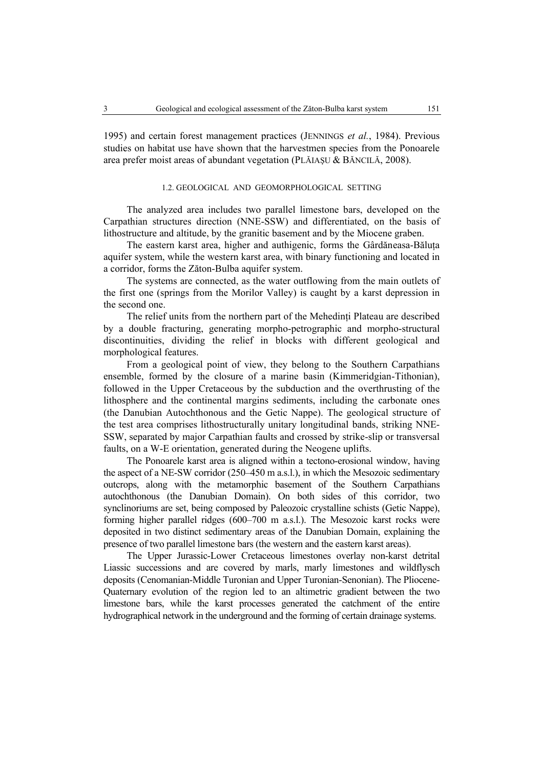1995) and certain forest management practices (JENNINGS *et al.*, 1984). Previous studies on habitat use have shown that the harvestmen species from the Ponoarele area prefer moist areas of abundant vegetation (PLĂIAȘU & BĂNCILĂ, 2008).

### 1.2. GEOLOGICAL AND GEOMORPHOLOGICAL SETTING

The analyzed area includes two parallel limestone bars, developed on the Carpathian structures direction (NNE-SSW) and differentiated, on the basis of lithostructure and altitude, by the granitic basement and by the Miocene graben.

The eastern karst area, higher and authigenic, forms the Gârdăneasa-Băluța aquifer system, while the western karst area, with binary functioning and located in a corridor, forms the Zăton-Bulba aquifer system.

The systems are connected, as the water outflowing from the main outlets of the first one (springs from the Morilor Valley) is caught by a karst depression in the second one.

The relief units from the northern part of the Mehedinți Plateau are described by a double fracturing, generating morpho-petrographic and morpho-structural discontinuities, dividing the relief in blocks with different geological and morphological features.

From a geological point of view, they belong to the Southern Carpathians ensemble, formed by the closure of a marine basin (Kimmeridgian-Tithonian), followed in the Upper Cretaceous by the subduction and the overthrusting of the lithosphere and the continental margins sediments, including the carbonate ones (the Danubian Autochthonous and the Getic Nappe). The geological structure of the test area comprises lithostructurally unitary longitudinal bands, striking NNE-SSW, separated by major Carpathian faults and crossed by strike-slip or transversal faults, on a W-E orientation, generated during the Neogene uplifts.

The Ponoarele karst area is aligned within a tectono-erosional window, having the aspect of a NE-SW corridor (250–450 m a.s.l.), in which the Mesozoic sedimentary outcrops, along with the metamorphic basement of the Southern Carpathians autochthonous (the Danubian Domain). On both sides of this corridor, two synclinoriums are set, being composed by Paleozoic crystalline schists (Getic Nappe), forming higher parallel ridges (600–700 m a.s.l.). The Mesozoic karst rocks were deposited in two distinct sedimentary areas of the Danubian Domain, explaining the presence of two parallel limestone bars (the western and the eastern karst areas).

The Upper Jurassic-Lower Cretaceous limestones overlay non-karst detrital Liassic successions and are covered by marls, marly limestones and wildflysch deposits (Cenomanian-Middle Turonian and Upper Turonian-Senonian). The Pliocene-Quaternary evolution of the region led to an altimetric gradient between the two limestone bars, while the karst processes generated the catchment of the entire hydrographical network in the underground and the forming of certain drainage systems.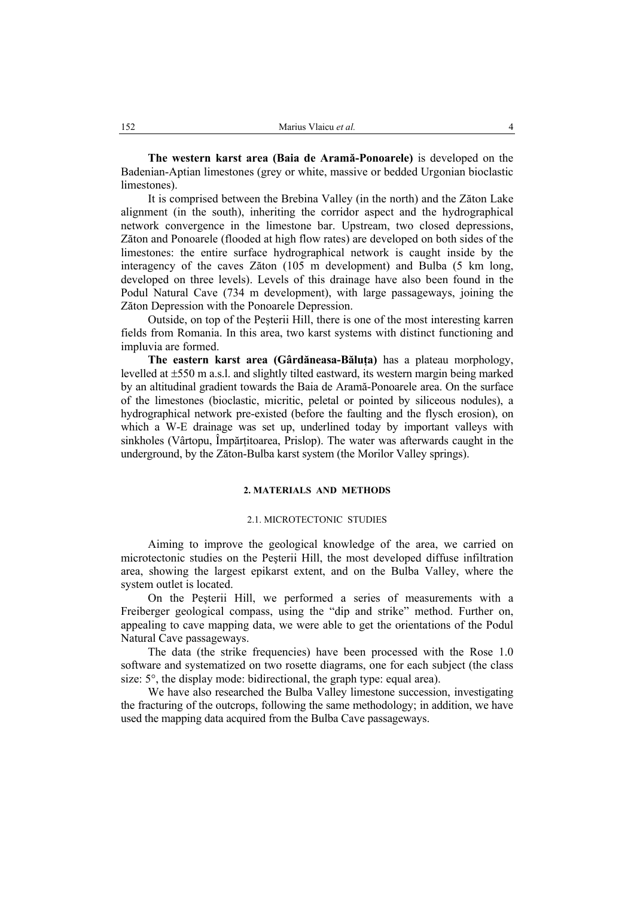**The western karst area (Baia de Aramă-Ponoarele)** is developed on the Badenian-Aptian limestones (grey or white, massive or bedded Urgonian bioclastic limestones).

It is comprised between the Brebina Valley (in the north) and the Zăton Lake alignment (in the south), inheriting the corridor aspect and the hydrographical network convergence in the limestone bar. Upstream, two closed depressions, Zăton and Ponoarele (flooded at high flow rates) are developed on both sides of the limestones: the entire surface hydrographical network is caught inside by the interagency of the caves Zăton (105 m development) and Bulba (5 km long, developed on three levels). Levels of this drainage have also been found in the Podul Natural Cave (734 m development), with large passageways, joining the Zăton Depression with the Ponoarele Depression.

Outside, on top of the Peşterii Hill, there is one of the most interesting karren fields from Romania. In this area, two karst systems with distinct functioning and impluvia are formed.

**The eastern karst area (Gârdăneasa-Băluța)** has a plateau morphology, levelled at ±550 m a.s.l. and slightly tilted eastward, its western margin being marked by an altitudinal gradient towards the Baia de Aramă-Ponoarele area. On the surface of the limestones (bioclastic, micritic, peletal or pointed by siliceous nodules), a hydrographical network pre-existed (before the faulting and the flysch erosion), on which a W-E drainage was set up, underlined today by important valleys with sinkholes (Vârtopu, Împărțitoarea, Prislop). The water was afterwards caught in the underground, by the Zăton-Bulba karst system (the Morilor Valley springs).

## 2. MATERIALS AND METHODS

### 2.1. MICROTECTONIC STUDIES

Aiming to improve the geological knowledge of the area, we carried on microtectonic studies on the Peşterii Hill, the most developed diffuse infiltration area, showing the largest epikarst extent, and on the Bulba Valley, where the system outlet is located.

On the Peşterii Hill, we performed a series of measurements with a Freiberger geological compass, using the "dip and strike" method. Further on, appealing to cave mapping data, we were able to get the orientations of the Podul Natural Cave passageways.

The data (the strike frequencies) have been processed with the Rose 1.0 software and systematized on two rosette diagrams, one for each subject (the class size: 5°, the display mode: bidirectional, the graph type: equal area).

We have also researched the Bulba Valley limestone succession, investigating the fracturing of the outcrops, following the same methodology; in addition, we have used the mapping data acquired from the Bulba Cave passageways.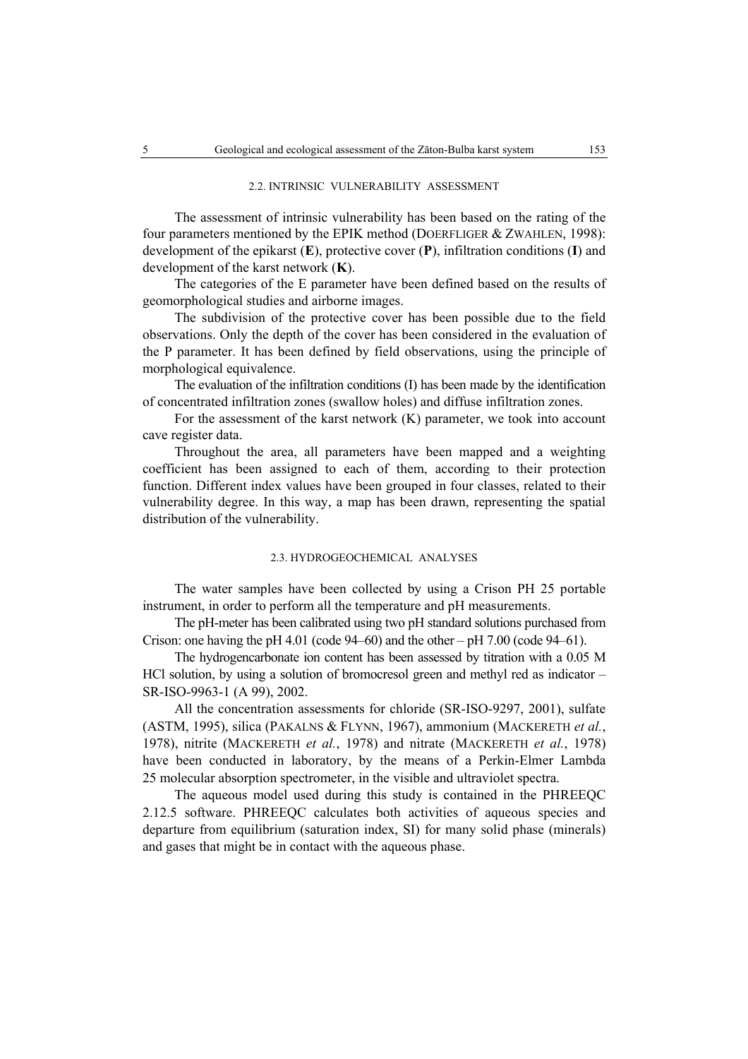### 2.2. INTRINSIC VULNERABILITY ASSESSMENT

The assessment of intrinsic vulnerability has been based on the rating of the four parameters mentioned by the EPIK method (DOERFLIGER & ZWAHLEN, 1998): development of the epikarst (**E**), protective cover (**P**), infiltration conditions (**I**) and development of the karst network (**K**).

The categories of the E parameter have been defined based on the results of geomorphological studies and airborne images.

The subdivision of the protective cover has been possible due to the field observations. Only the depth of the cover has been considered in the evaluation of the P parameter. It has been defined by field observations, using the principle of morphological equivalence.

The evaluation of the infiltration conditions (I) has been made by the identification of concentrated infiltration zones (swallow holes) and diffuse infiltration zones.

For the assessment of the karst network (K) parameter, we took into account cave register data.

Throughout the area, all parameters have been mapped and a weighting coefficient has been assigned to each of them, according to their protection function. Different index values have been grouped in four classes, related to their vulnerability degree. In this way, a map has been drawn, representing the spatial distribution of the vulnerability.

### 2.3. HYDROGEOCHEMICAL ANALYSES

The water samples have been collected by using a Crison PH 25 portable instrument, in order to perform all the temperature and pH measurements.

The pH-meter has been calibrated using two pH standard solutions purchased from Crison: one having the pH 4.01 (code 94–60) and the other – pH 7.00 (code 94–61).

The hydrogencarbonate ion content has been assessed by titration with a 0.05 M HCl solution, by using a solution of bromocresol green and methyl red as indicator – SR-ISO-9963-1 (A 99), 2002.

All the concentration assessments for chloride (SR-ISO-9297, 2001), sulfate (ASTM, 1995), silica (PAKALNS & FLYNN, 1967), ammonium (MACKERETH *et al.*, 1978), nitrite (MACKERETH *et al.*, 1978) and nitrate (MACKERETH *et al.*, 1978) have been conducted in laboratory, by the means of a Perkin-Elmer Lambda 25 molecular absorption spectrometer, in the visible and ultraviolet spectra.

The aqueous model used during this study is contained in the PHREEQC 2.12.5 software. PHREEQC calculates both activities of aqueous species and departure from equilibrium (saturation index, SI) for many solid phase (minerals) and gases that might be in contact with the aqueous phase.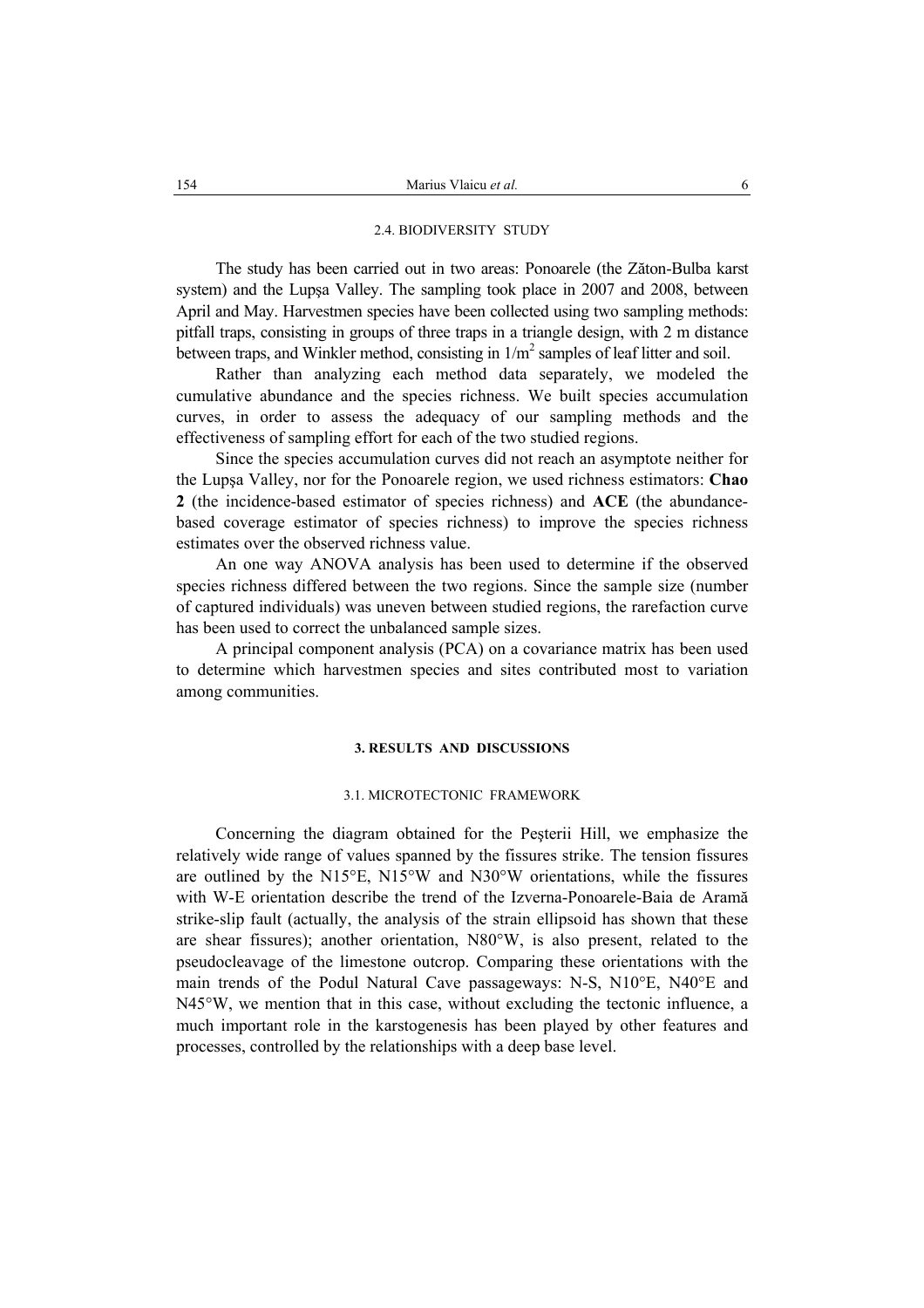### 2.4. BIODIVERSITY STUDY

The study has been carried out in two areas: Ponoarele (the Zăton-Bulba karst system) and the Lupşa Valley. The sampling took place in 2007 and 2008, between April and May. Harvestmen species have been collected using two sampling methods: pitfall traps, consisting in groups of three traps in a triangle design, with 2 m distance between traps, and Winkler method, consisting in $1/m^2$ samples of leaf litter and soil.

Rather than analyzing each method data separately, we modeled the cumulative abundance and the species richness. We built species accumulation curves, in order to assess the adequacy of our sampling methods and the effectiveness of sampling effort for each of the two studied regions.

Since the species accumulation curves did not reach an asymptote neither for the Lupşa Valley, nor for the Ponoarele region, we used richness estimators: **Chao 2** (the incidence-based estimator of species richness) and **ACE** (the abundance-based coverage estimator of species richness) to improve the species richness estimates over the observed richness value.

An one way ANOVA analysis has been used to determine if the observed species richness differed between the two regions. Since the sample size (number of captured individuals) was uneven between studied regions, the rarefaction curve has been used to correct the unbalanced sample sizes.

A principal component analysis (PCA) on a covariance matrix has been used to determine which harvestmen species and sites contributed most to variation among communities.

## 3. RESULTS AND DISCUSSIONS

### 3.1. MICROTECTONIC FRAMEWORK

Concerning the diagram obtained for the Peşterii Hill, we emphasize the relatively wide range of values spanned by the fissures strike. The tension fissures are outlined by the N15°E, N15°W and N30°W orientations, while the fissures with W-E orientation describe the trend of the Izverna-Ponoarele-Baia de Aramă strike-slip fault (actually, the analysis of the strain ellipsoid has shown that these are shear fissures); another orientation, N80°W, is also present, related to the pseudocleavage of the limestone outcrop. Comparing these orientations with the main trends of the Podul Natural Cave passageways: N-S, N10°E, N40°E and N45°W, we mention that in this case, without excluding the tectonic influence, a much important role in the karstogenesis has been played by other features and processes, controlled by the relationships with a deep base level.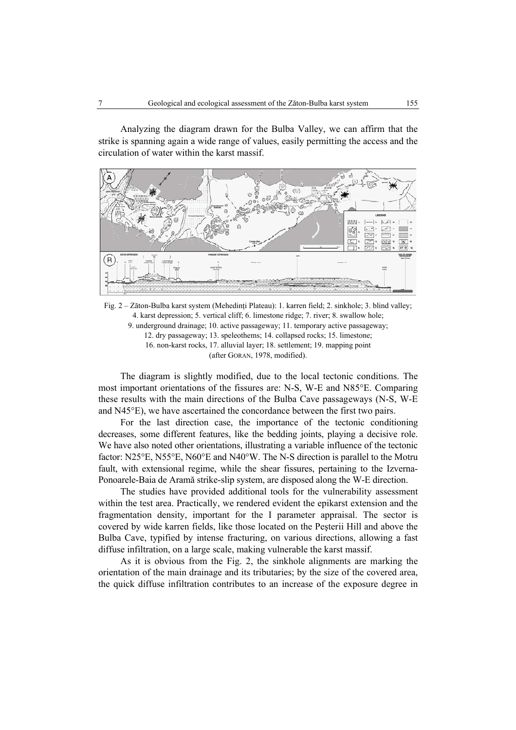Analyzing the diagram drawn for the Bulba Valley, we can affirm that the strike is spanning again a wide range of values, easily permitting the access and the circulation of water within the karst massif.

Fig. 2 – Zăton-Bulba karst system (Mehedinţi Plateau): 1. karren field; 2. sinkhole; 3. blind valley; 4. karst depression; 5. vertical cliff; 6. limestone ridge; 7. river; 8. swallow hole; 9. underground drainage; 10. active passageway; 11. temporary active passageway; 12. dry passageway; 13. speleothems; 14. collapsed rocks; 15. limestone; 16. non-karst rocks, 17. alluvial layer; 18. settlement; 19. mapping point (after GORAN, 1978, modified).

The diagram is slightly modified, due to the local tectonic conditions. The most important orientations of the fissures are: N-S, W-E and N85°E. Comparing these results with the main directions of the Bulba Cave passageways (N-S, W-E and N45°E), we have ascertained the concordance between the first two pairs.

For the last direction case, the importance of the tectonic conditioning decreases, some different features, like the bedding joints, playing a decisive role. We have also noted other orientations, illustrating a variable influence of the tectonic factor: N25°E, N55°E, N60°E and N40°W. The N-S direction is parallel to the Motru fault, with extensional regime, while the shear fissures, pertaining to the Izverna-Ponoarele-Baia de Aramă strike-slip system, are disposed along the W-E direction.

The studies have provided additional tools for the vulnerability assessment within the test area. Practically, we rendered evident the epikarst extension and the fragmentation density, important for the I parameter appraisal. The sector is covered by wide karren fields, like those located on the Peşterii Hill and above the Bulba Cave, typified by intense fracturing, on various directions, allowing a fast diffuse infiltration, on a large scale, making vulnerable the karst massif.

As it is obvious from the Fig. 2, the sinkhole alignments are marking the orientation of the main drainage and its tributaries; by the size of the covered area, the quick diffuse infiltration contributes to an increase of the exposure degree in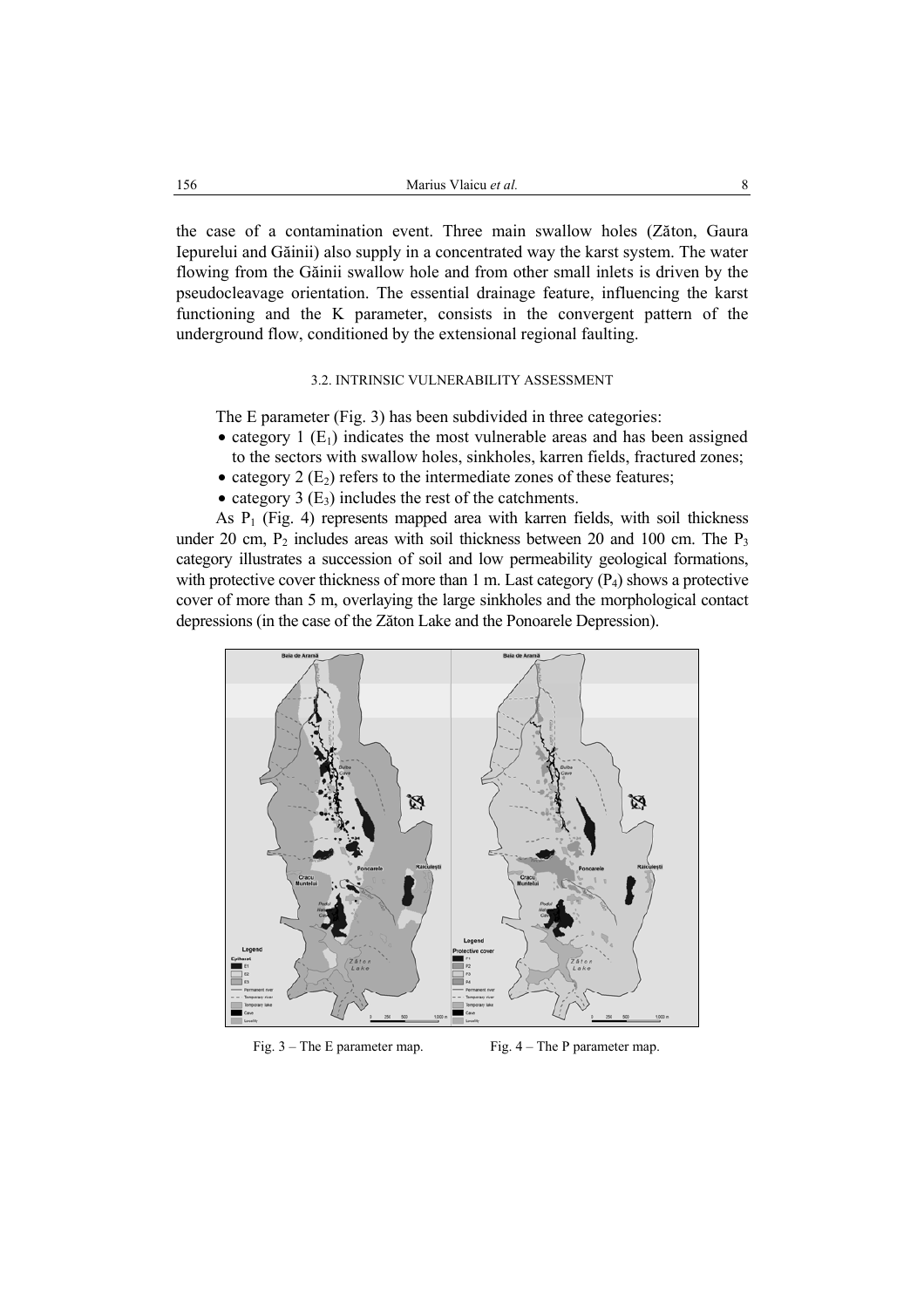the case of a contamination event. Three main swallow holes (Zăton, Gaura Iepurelui and Găinii) also supply in a concentrated way the karst system. The water flowing from the Găinii swallow hole and from other small inlets is driven by the pseudocleavage orientation. The essential drainage feature, influencing the karst functioning and the K parameter, consists in the convergent pattern of the underground flow, conditioned by the extensional regional faulting.

### 3.2. INTRINSIC VULNERABILITY ASSESSMENT

The E parameter (Fig. 3) has been subdivided in three categories:

- category 1 ($E_1$) indicates the most vulnerable areas and has been assigned to the sectors with swallow holes, sinkholes, karren fields, fractured zones;
- category 2 ($E_2$) refers to the intermediate zones of these features;
- category 3 ($E_3$) includes the rest of the catchments.

As $P_1$ (Fig. 4) represents mapped area with karren fields, with soil thickness under 20 cm, $P_2$ includes areas with soil thickness between 20 and 100 cm. The $P_3$ category illustrates a succession of soil and low permeability geological formations, with protective cover thickness of more than 1 m. Last category ($P_4$) shows a protective cover of more than 5 m, overlaying the large sinkholes and the morphological contact depressions (in the case of the Zăton Lake and the Ponoarele Depression).

Fig. 3 – The E parameter map.

Fig. 4 – The P parameter map.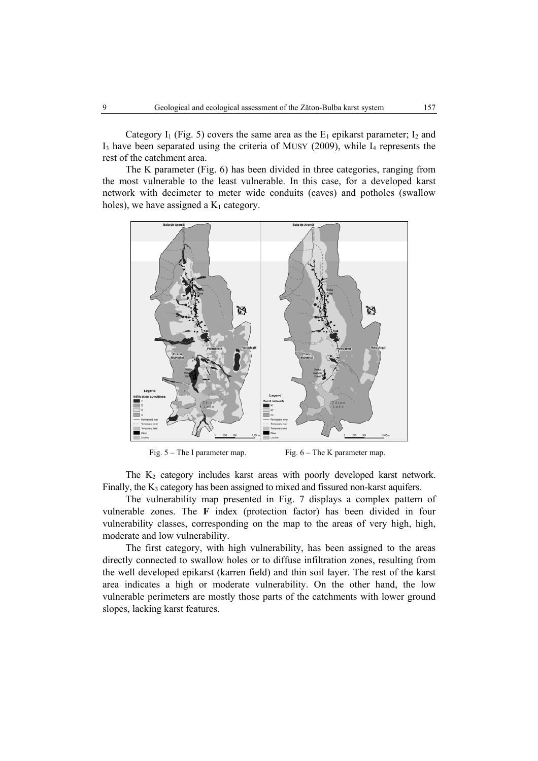Category $I_1$ (Fig. 5) covers the same area as the $E_1$ epikarst parameter; $I_2$ and $I_3$ have been separated using the criteria of MUSY (2009), while $I_4$ represents the rest of the catchment area.

The K parameter (Fig. 6) has been divided in three categories, ranging from the most vulnerable to the least vulnerable. In this case, for a developed karst network with decimeter to meter wide conduits (caves) and potholes (swallow holes), we have assigned a $K_1$ category.

Fig. 5 – The I parameter map. Fig. 6 – The K parameter map.

The $K_2$ category includes karst areas with poorly developed karst network. Finally, the $K_3$ category has been assigned to mixed and fissured non-karst aquifers.

The vulnerability map presented in Fig. 7 displays a complex pattern of vulnerable zones. The **F** index (protection factor) has been divided in four vulnerability classes, corresponding on the map to the areas of very high, high, moderate and low vulnerability.

The first category, with high vulnerability, has been assigned to the areas directly connected to swallow holes or to diffuse infiltration zones, resulting from the well developed epikarst (karren field) and thin soil layer. The rest of the karst area indicates a high or moderate vulnerability. On the other hand, the low vulnerable perimeters are mostly those parts of the catchments with lower ground slopes, lacking karst features.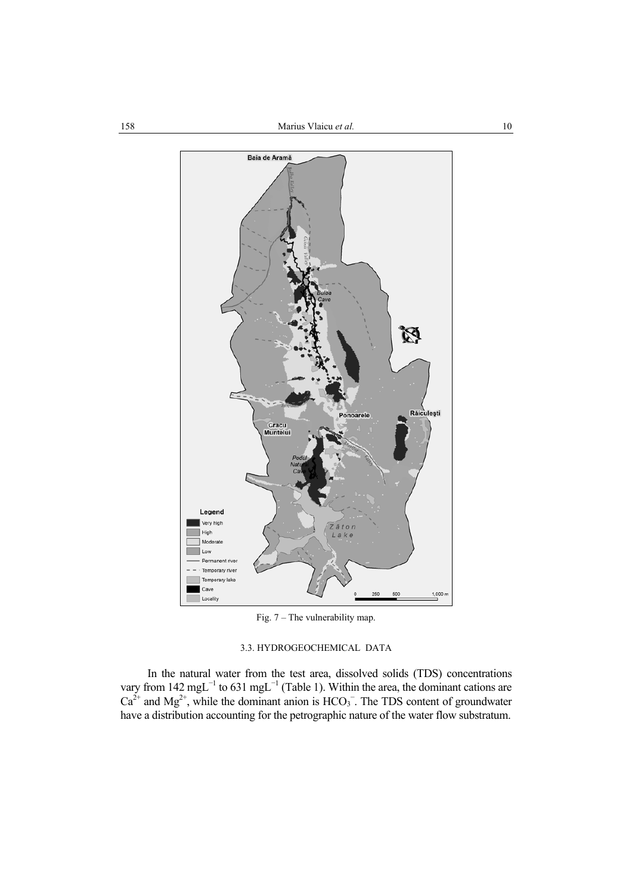Fig. 7 – The vulnerability map.

### 3.3. HYDROGEOCHEMICAL DATA

In the natural water from the test area, dissolved solids (TDS) concentrations vary from 142 $mgL^{-1}$ to 631 $mgL^{-1}$ (Table 1). Within the area, the dominant cations are $Ca^{2+}$ and $Mg^{2+}$, while the dominant anion is $HCO_3^-$. The TDS content of groundwater have a distribution accounting for the petrographic nature of the water flow substratum.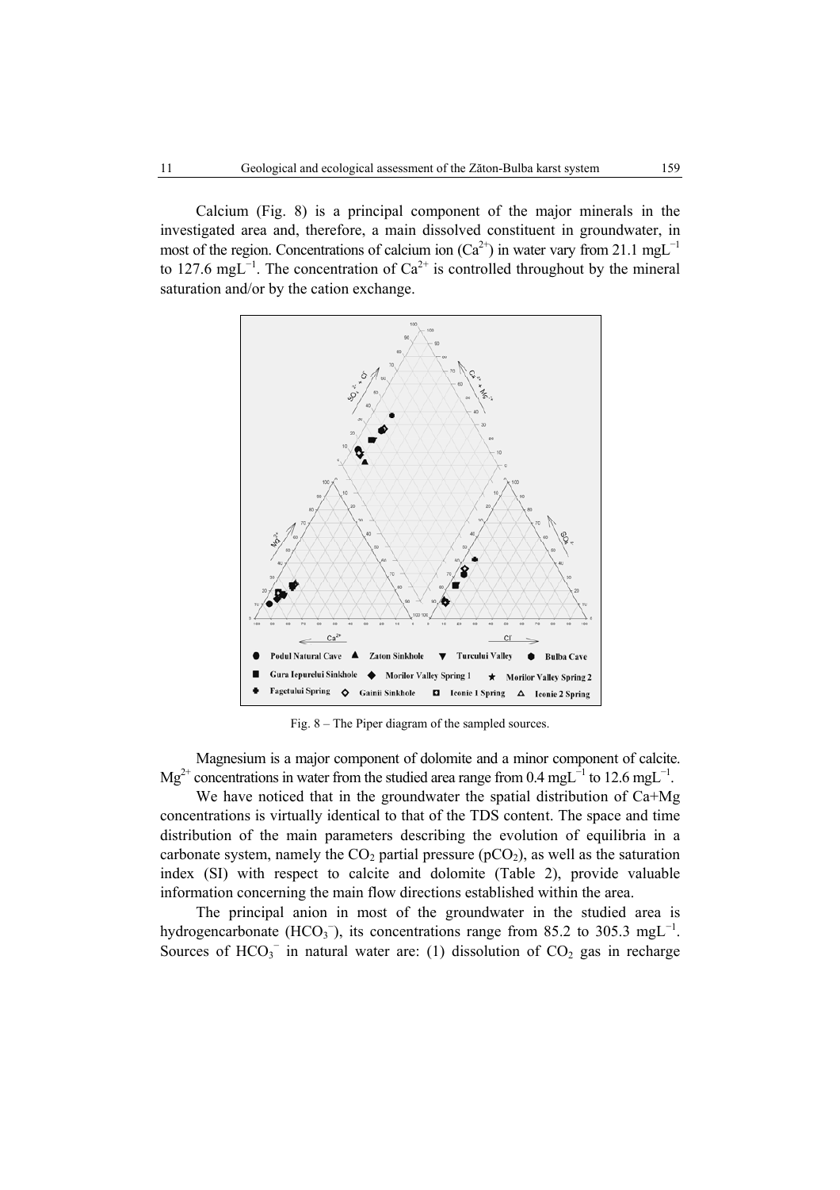Calcium (Fig. 8) is a principal component of the major minerals in the investigated area and, therefore, a main dissolved constituent in groundwater, in most of the region. Concentrations of calcium ion ($Ca^{2+}$) in water vary from 21.1 $mgL^{-1}$ to 127.6 $mgL^{-1}$. The concentration of $Ca^{2+}$ is controlled throughout by the mineral saturation and/or by the cation exchange.

Fig. 8 – The Piper diagram of the sampled sources.

Magnesium is a major component of dolomite and a minor component of calcite. $Mg^{2+}$ concentrations in water from the studied area range from 0.4 $mgL^{-1}$ to 12.6 $mgL^{-1}$.

We have noticed that in the groundwater the spatial distribution of Ca+Mg concentrations is virtually identical to that of the TDS content. The space and time distribution of the main parameters describing the evolution of equilibria in a carbonate system, namely the $CO_2$ partial pressure ($pCO_2$), as well as the saturation index (SI) with respect to calcite and dolomite (Table 2), provide valuable information concerning the main flow directions established within the area.

The principal anion in most of the groundwater in the studied area is hydrogencarbonate ($HCO_3^-$), its concentrations range from 85.2 to 305.3 $mgL^{-1}$. Sources of $HCO_3^-$ in natural water are: (1) dissolution of $CO_2$ gas in recharge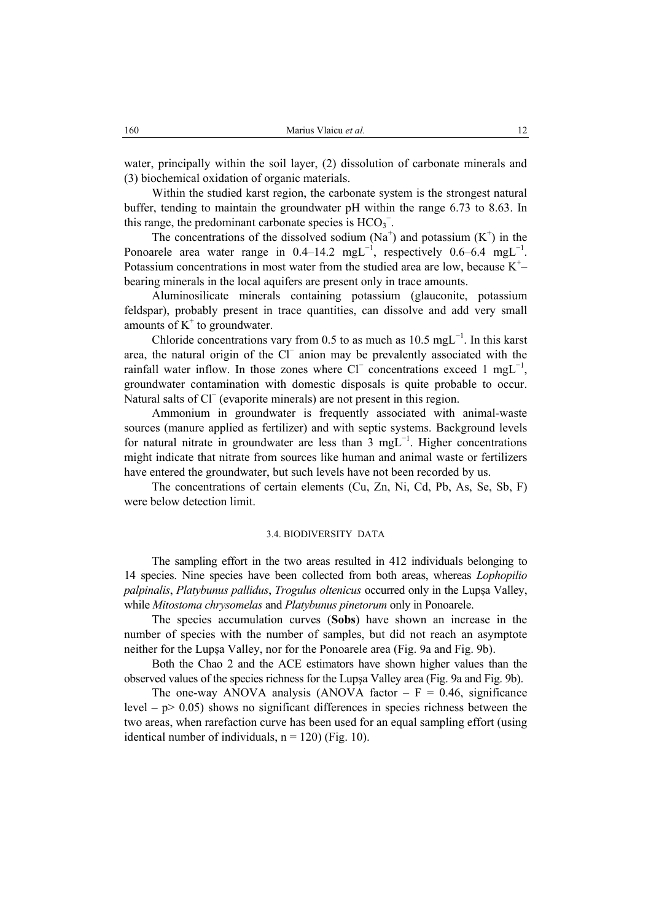water, principally within the soil layer, (2) dissolution of carbonate minerals and (3) biochemical oxidation of organic materials.

Within the studied karst region, the carbonate system is the strongest natural buffer, tending to maintain the groundwater pH within the range 6.73 to 8.63. In this range, the predominant carbonate species is $HCO_3^-$.

The concentrations of the dissolved sodium ($Na^+$) and potassium ($K^+$) in the Ponoarele area water range in 0.4–14.2 $mgL^{-1}$, respectively 0.6–6.4 $mgL^{-1}$. Potassium concentrations in most water from the studied area are low, because $K^+$–bearing minerals in the local aquifers are present only in trace amounts.

Aluminosilicate minerals containing potassium (glauconite, potassium feldspar), probably present in trace quantities, can dissolve and add very small amounts of $K^+$ to groundwater.

Chloride concentrations vary from 0.5 to as much as 10.5 $mgL^{-1}$. In this karst area, the natural origin of the $Cl^-$ anion may be prevalently associated with the rainfall water inflow. In those zones where $Cl^-$ concentrations exceed 1 $mgL^{-1}$, groundwater contamination with domestic disposals is quite probable to occur. Natural salts of $Cl^-$ (evaporite minerals) are not present in this region.

Ammonium in groundwater is frequently associated with animal-waste sources (manure applied as fertilizer) and with septic systems. Background levels for natural nitrate in groundwater are less than 3 $mgL^{-1}$. Higher concentrations might indicate that nitrate from sources like human and animal waste or fertilizers have entered the groundwater, but such levels have not been recorded by us.

The concentrations of certain elements (Cu, Zn, Ni, Cd, Pb, As, Se, Sb, F) were below detection limit.

### 3.4. BIODIVERSITY DATA

The sampling effort in the two areas resulted in 412 individuals belonging to 14 species. Nine species have been collected from both areas, whereas *Lophopilio palpinalis*, *Platybunus pallidus*, *Trogulus oltenicus* occurred only in the Lupşa Valley, while *Mitostoma chrysomelas* and *Platybunus pinetorum* only in Ponoarele.

The species accumulation curves (**Sobs**) have shown an increase in the number of species with the number of samples, but did not reach an asymptote neither for the Lupşa Valley, nor for the Ponoarele area (Fig. 9a and Fig. 9b).

Both the Chao 2 and the ACE estimators have shown higher values than the observed values of the species richness for the Lupşa Valley area (Fig. 9a and Fig. 9b).

The one-way ANOVA analysis (ANOVA factor – $F = 0.46$, significance level – $p > 0.05$) shows no significant differences in species richness between the two areas, when rarefaction curve has been used for an equal sampling effort (using identical number of individuals, $n = 120$) (Fig. 10).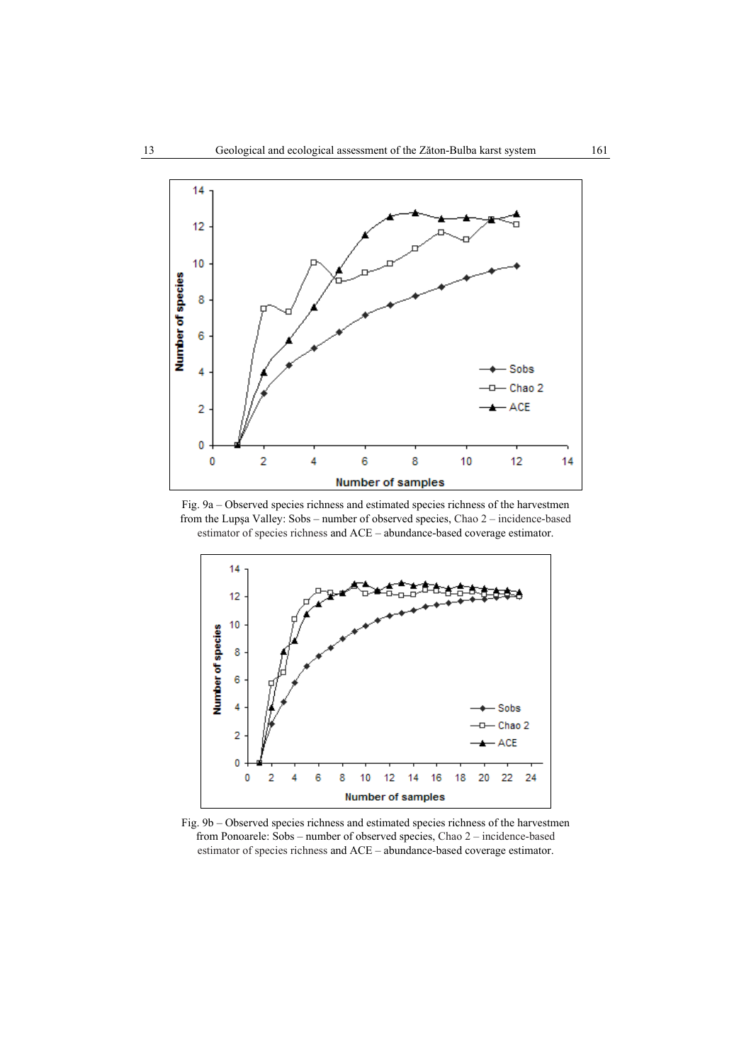Fig. 9a – Observed species richness and estimated species richness of the harvestmen from the Lupşa Valley: Sobs – number of observed species, Chao 2 – incidence-based estimator of species richness and ACE – abundance-based coverage estimator.

Fig. 9b – Observed species richness and estimated species richness of the harvestmen from Ponoarele: Sobs – number of observed species, Chao 2 – incidence-based estimator of species richness and ACE – abundance-based coverage estimator.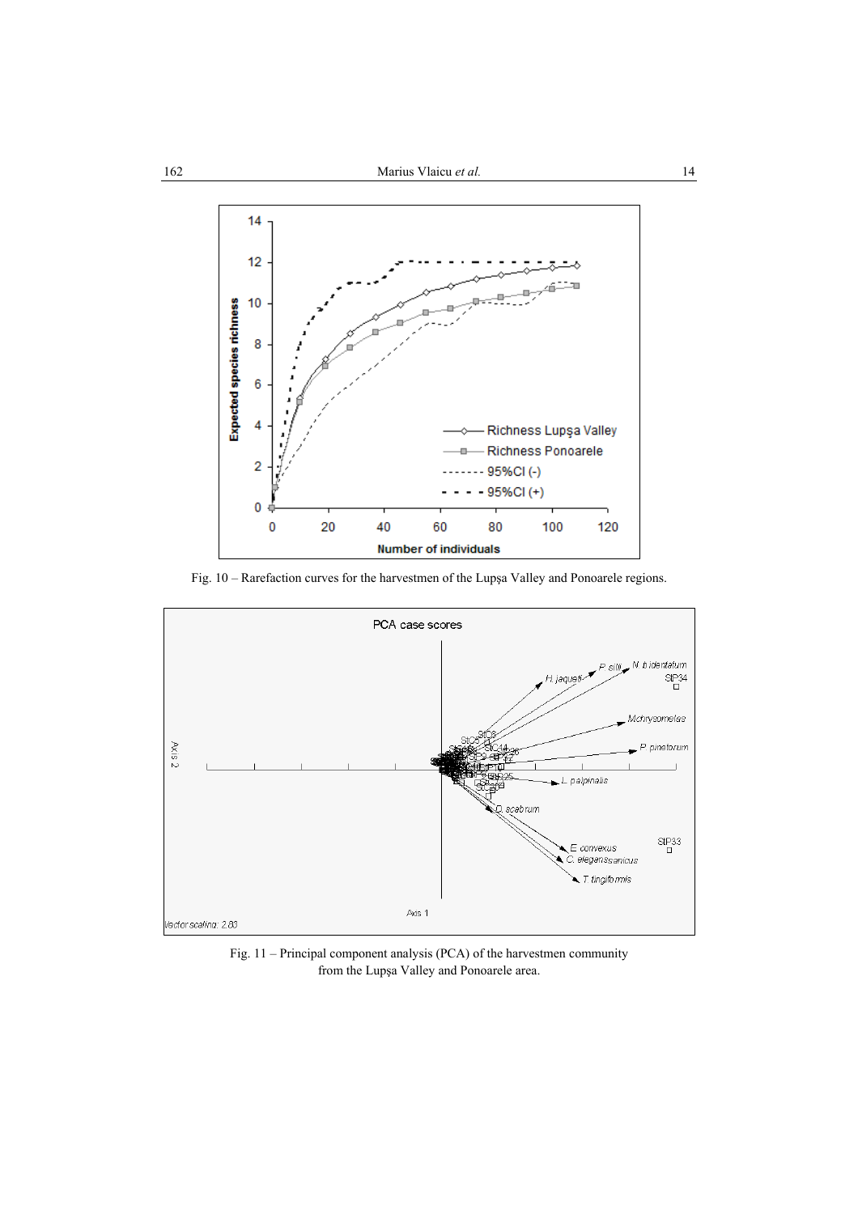Fig. 10 – Rarefaction curves for the harvestmen of the Lupşa Valley and Ponoarele regions.

Fig. 11 – Principal component analysis (PCA) of the harvestmen community from the Lupşa Valley and Ponoarele area.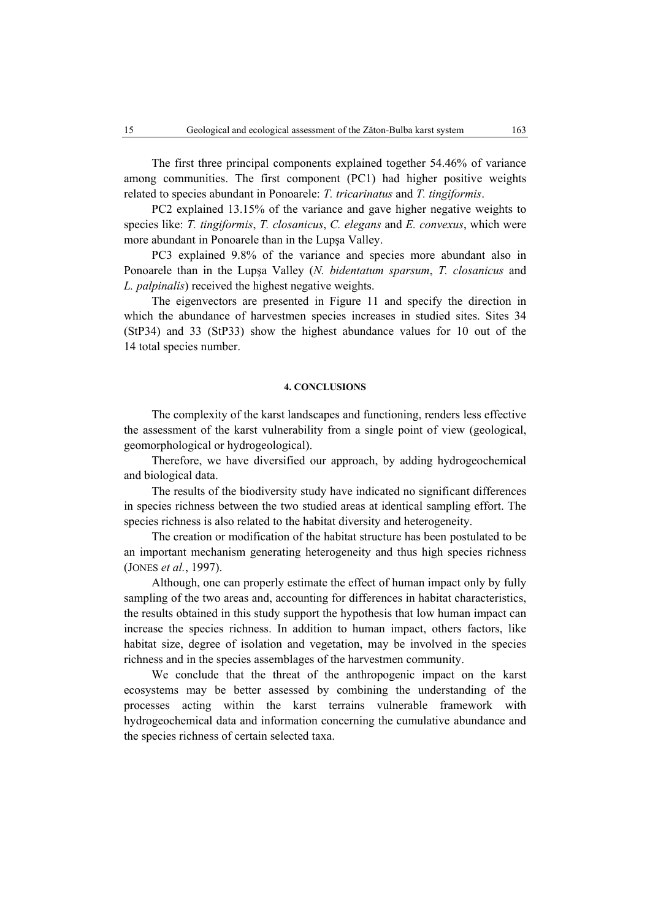The first three principal components explained together 54.46% of variance among communities. The first component (PC1) had higher positive weights related to species abundant in Ponoarele: *T. tricarinatus* and *T. tingiformis*.

PC2 explained 13.15% of the variance and gave higher negative weights to species like: *T. tingiformis*, *T. closanicus*, *C. elegans* and *E. convexus*, which were more abundant in Ponoarele than in the Lupşa Valley.

PC3 explained 9.8% of the variance and species more abundant also in Ponoarele than in the Lupşa Valley (*N. bidentatum sparsum*, *T. closanicus* and *L. palpinalis*) received the highest negative weights.

The eigenvectors are presented in Figure 11 and specify the direction in which the abundance of harvestmen species increases in studied sites. Sites 34 (StP34) and 33 (StP33) show the highest abundance values for 10 out of the 14 total species number.

## 4. CONCLUSIONS

The complexity of the karst landscapes and functioning, renders less effective the assessment of the karst vulnerability from a single point of view (geological, geomorphological or hydrogeological).

Therefore, we have diversified our approach, by adding hydrogeochemical and biological data.

The results of the biodiversity study have indicated no significant differences in species richness between the two studied areas at identical sampling effort. The species richness is also related to the habitat diversity and heterogeneity.

The creation or modification of the habitat structure has been postulated to be an important mechanism generating heterogeneity and thus high species richness (JONES *et al.*, 1997).

Although, one can properly estimate the effect of human impact only by fully sampling of the two areas and, accounting for differences in habitat characteristics, the results obtained in this study support the hypothesis that low human impact can increase the species richness. In addition to human impact, others factors, like habitat size, degree of isolation and vegetation, may be involved in the species richness and in the species assemblages of the harvestmen community.

We conclude that the threat of the anthropogenic impact on the karst ecosystems may be better assessed by combining the understanding of the processes acting within the karst terrains vulnerable framework with hydrogeochemical data and information concerning the cumulative abundance and the species richness of certain selected taxa.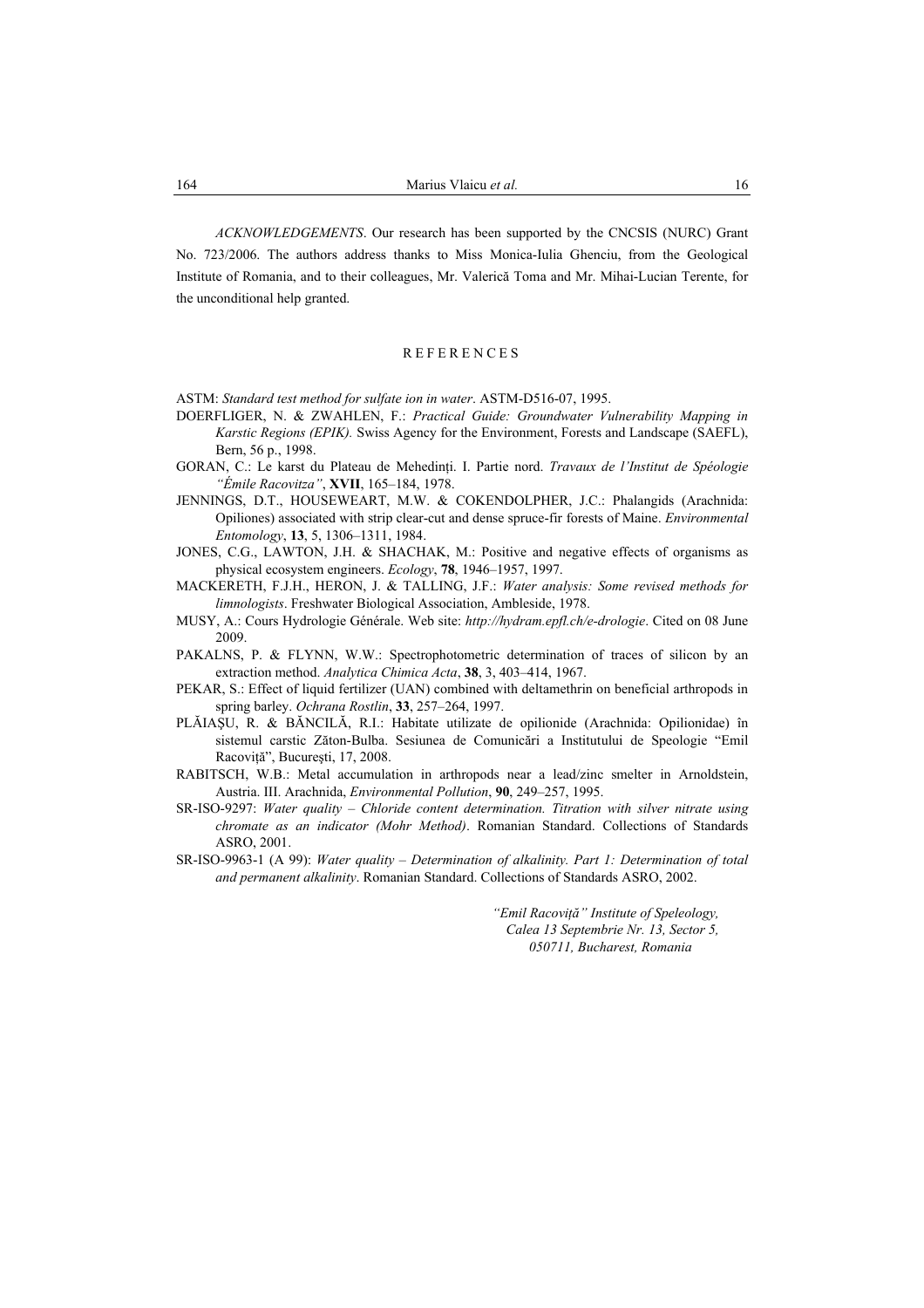*ACKNOWLEDGEMENTS*. Our research has been supported by the CNCSIS (NURC) Grant No. 723/2006. The authors address thanks to Miss Monica-Iulia Ghenciu, from the Geological Institute of Romania, and to their colleagues, Mr. Valerică Toma and Mr. Mihai-Lucian Terente, for the unconditional help granted.

## REFERENCES

ASTM: *Standard test method for sulfate ion in water*. ASTM-D516-07, 1995.

DOERFLIGER, N. & ZWAHLEN, F.: *Practical Guide: Groundwater Vulnerability Mapping in Karstic Regions (EPIK).* Swiss Agency for the Environment, Forests and Landscape (SAEFL), Bern, 56 p., 1998.

GORAN, C.: Le karst du Plateau de Mehedinți. I. Partie nord. *Travaux de l'Institut de Spéologie "Émile Racovitza"*, **XVII**, 165–184, 1978.

JENNINGS, D.T., HOUSEWEART, M.W. & COKENDOLPHER, J.C.: Phalangids (Arachnida: Opiliones) associated with strip clear-cut and dense spruce-fir forests of Maine. *Environmental Entomology*, **13**, 5, 1306–1311, 1984.

JONES, C.G., LAWTON, J.H. & SHACHAK, M.: Positive and negative effects of organisms as physical ecosystem engineers. *Ecology*, **78**, 1946–1957, 1997.

MACKERETH, F.J.H., HERON, J. & TALLING, J.F.: *Water analysis: Some revised methods for limnologists*. Freshwater Biological Association, Ambleside, 1978.

MUSY, A.: Cours Hydrologie Générale. Web site: *http://hydram.epfl.ch/e-drologie*. Cited on 08 June 2009.

PAKALNS, P. & FLYNN, W.W.: Spectrophotometric determination of traces of silicon by an extraction method. *Analytica Chimica Acta*, **38**, 3, 403–414, 1967.

PEKAR, S.: Effect of liquid fertilizer (UAN) combined with deltamethrin on beneficial arthropods in spring barley. *Ochrana Rostlin*, **33**, 257–264, 1997.

PLĂIAȘU, R. & BĂNCILĂ, R.I.: Habitate utilizate de opilionide (Arachnida: Opilionidae) în sistemul carstic Zăton-Bulba. Sesiunea de Comunicări a Institutului de Speologie "Emil Racoviță", București, 17, 2008.

RABITSCH, W.B.: Metal accumulation in arthropods near a lead/zinc smelter in Arnoldstein, Austria. III. Arachnida, *Environmental Pollution*, **90**, 249–257, 1995.

SR-ISO-9297: *Water quality – Chloride content determination. Titration with silver nitrate using chromate as an indicator (Mohr Method)*. Romanian Standard. Collections of Standards ASRO, 2001.

SR-ISO-9963-1 (A 99): *Water quality – Determination of alkalinity. Part 1: Determination of total and permanent alkalinity*. Romanian Standard. Collections of Standards ASRO, 2002.

*"Emil Racoviță" Institute of Speleology,*
*Calea 13 Septembrie Nr. 13, Sector 5,*
*050711, Bucharest, Romania*